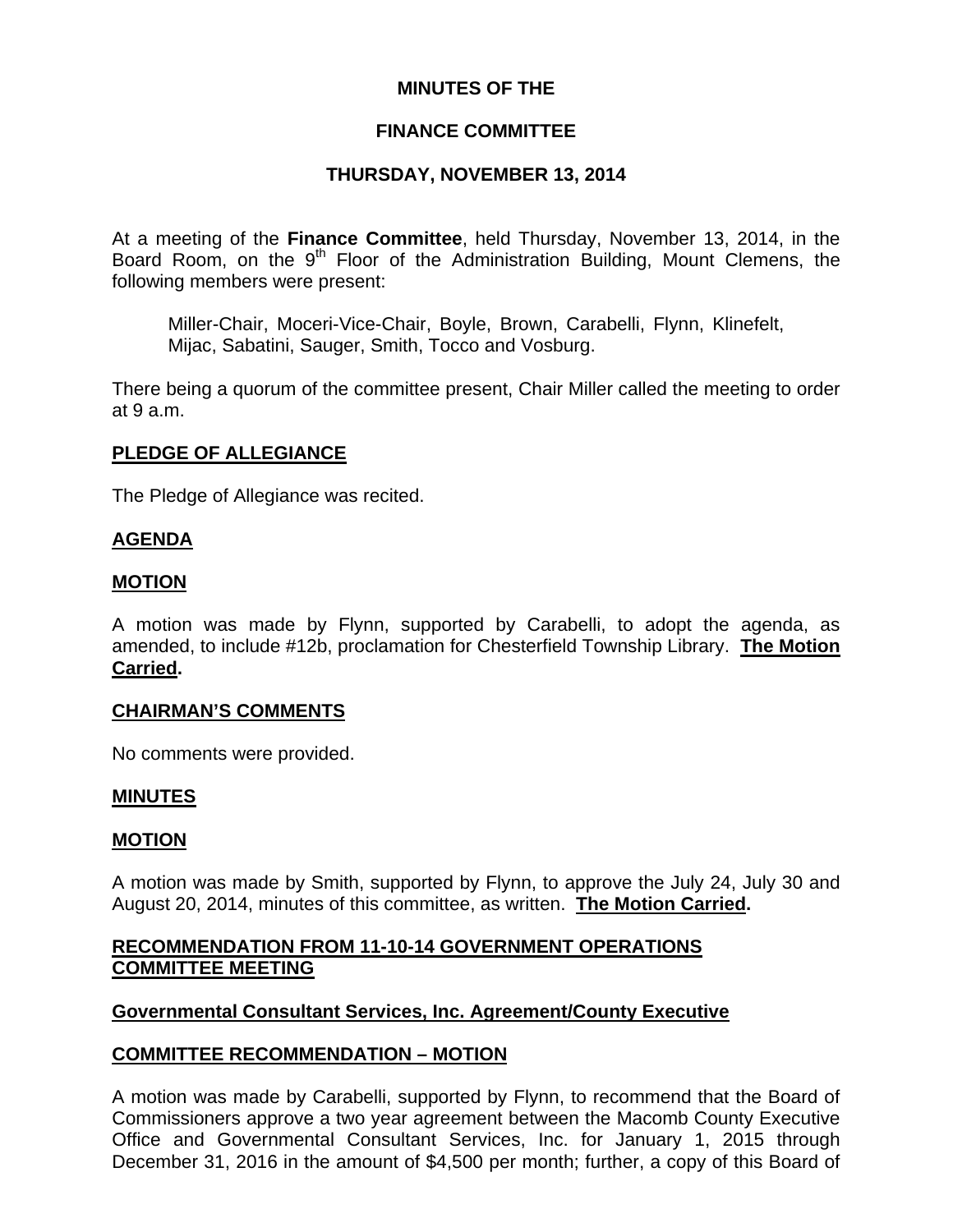# MINUTES OF THE

# FINANCE COMMITTEE

# THURSDAY, NOVEMBER 13, 2014

At a meeting of the **Finance Committee**, held Thursday, November 13, 2014, in the Board Room, on the 9th Floor of the Administration Building, Mount Clemens, the following members were present:

> Miller-Chair, Moceri-Vice-Chair, Boyle, Brown, Carabelli, Flynn, Klinefelt, Mijac, Sabatini, Sauger, Smith, Tocco and Vosburg.

There being a quorum of the committee present, Chair Miller called the meeting to order at 9 a.m.

## PLEDGE OF ALLEGIANCE

The Pledge of Allegiance was recited.

## AGENDA

## MOTION

A motion was made by Flynn, supported by Carabelli, to adopt the agenda, as amended, to include #12b, proclamation for Chesterfield Township Library. **The Motion Carried.**

## CHAIRMAN'S COMMENTS

No comments were provided.

## MINUTES

## MOTION

A motion was made by Smith, supported by Flynn, to approve the July 24, July 30 and August 20, 2014, minutes of this committee, as written. **The Motion Carried.**

## RECOMMENDATION FROM 11-10-14 GOVERNMENT OPERATIONS COMMITTEE MEETING

### Governmental Consultant Services, Inc. Agreement/County Executive

## COMMITTEE RECOMMENDATION – MOTION

A motion was made by Carabelli, supported by Flynn, to recommend that the Board of Commissioners approve a two year agreement between the Macomb County Executive Office and Governmental Consultant Services, Inc. for January 1, 2015 through December 31, 2016 in the amount of $4,500 per month; further, a copy of this Board of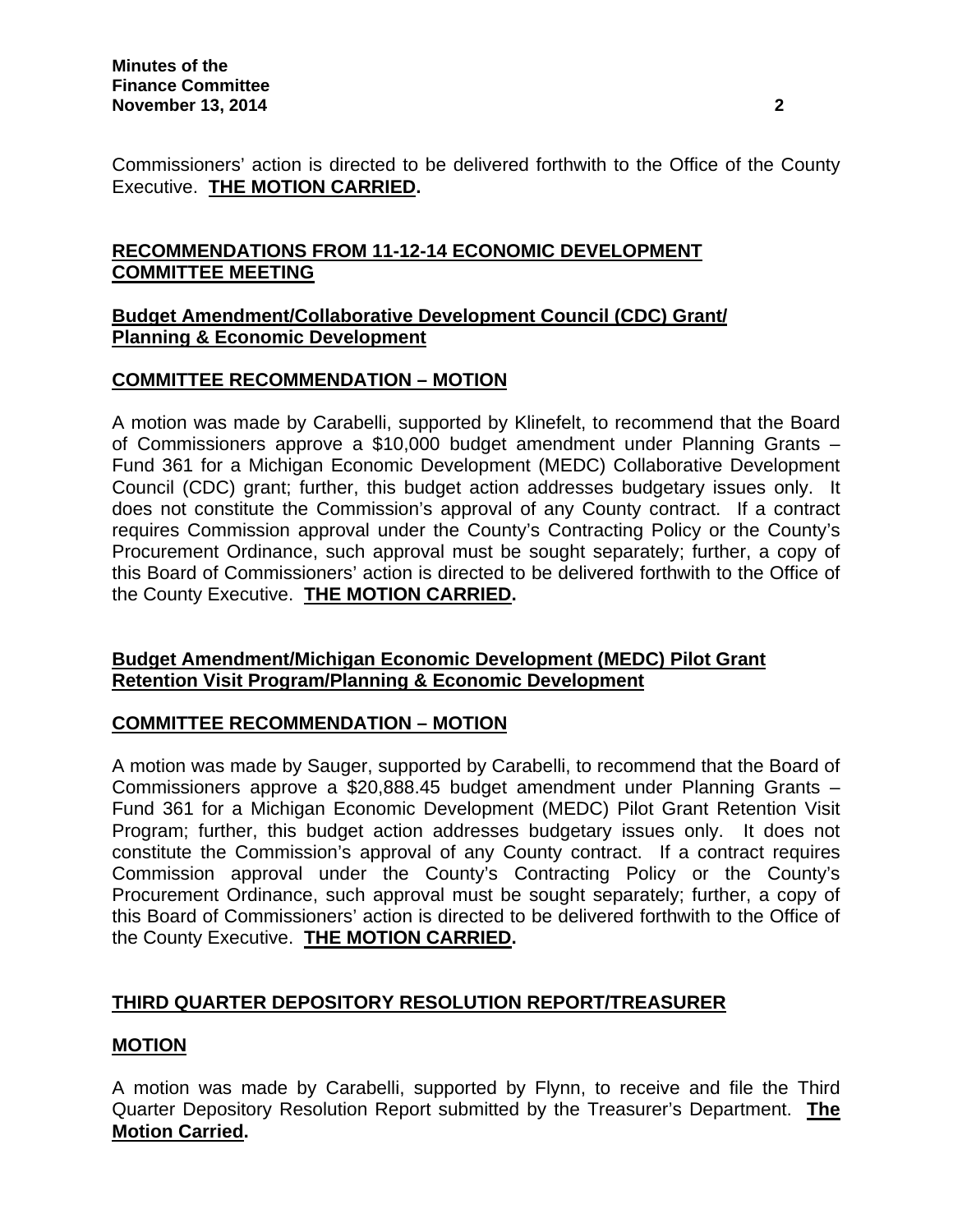Commissioners' action is directed to be delivered forthwith to the Office of the County Executive. **THE MOTION CARRIED.**

## RECOMMENDATIONS FROM 11-12-14 ECONOMIC DEVELOPMENT COMMITTEE MEETING

### Budget Amendment/Collaborative Development Council (CDC) Grant/ Planning & Economic Development

**COMMITTEE RECOMMENDATION – MOTION**

A motion was made by Carabelli, supported by Klinefelt, to recommend that the Board of Commissioners approve a $10,000 budget amendment under Planning Grants – Fund 361 for a Michigan Economic Development (MEDC) Collaborative Development Council (CDC) grant; further, this budget action addresses budgetary issues only. It does not constitute the Commission's approval of any County contract. If a contract requires Commission approval under the County's Contracting Policy or the County's Procurement Ordinance, such approval must be sought separately; further, a copy of this Board of Commissioners' action is directed to be delivered forthwith to the Office of the County Executive. **THE MOTION CARRIED.**

### Budget Amendment/Michigan Economic Development (MEDC) Pilot Grant Retention Visit Program/Planning & Economic Development

**COMMITTEE RECOMMENDATION – MOTION**

A motion was made by Sauger, supported by Carabelli, to recommend that the Board of Commissioners approve a $20,888.45 budget amendment under Planning Grants – Fund 361 for a Michigan Economic Development (MEDC) Pilot Grant Retention Visit Program; further, this budget action addresses budgetary issues only. It does not constitute the Commission's approval of any County contract. If a contract requires Commission approval under the County's Contracting Policy or the County's Procurement Ordinance, such approval must be sought separately; further, a copy of this Board of Commissioners' action is directed to be delivered forthwith to the Office of the County Executive. **THE MOTION CARRIED.**

## THIRD QUARTER DEPOSITORY RESOLUTION REPORT/TREASURER

**MOTION**

A motion was made by Carabelli, supported by Flynn, to receive and file the Third Quarter Depository Resolution Report submitted by the Treasurer's Department. **The Motion Carried.**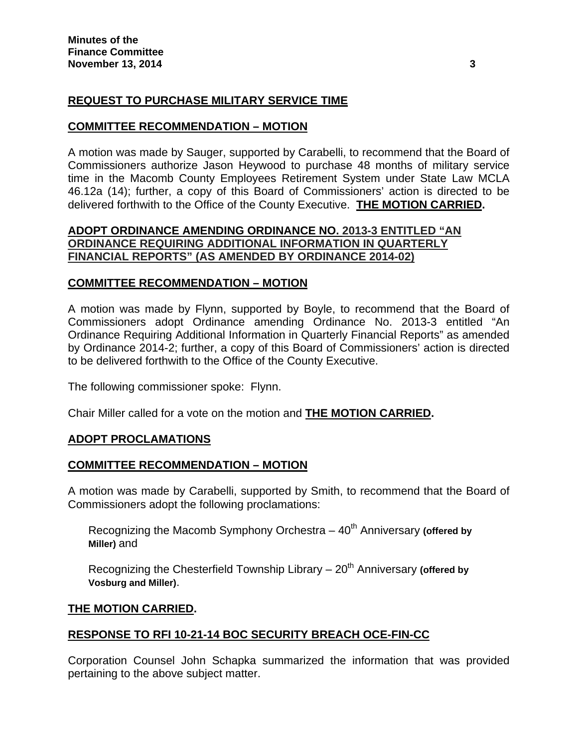**REQUEST TO PURCHASE MILITARY SERVICE TIME**

**COMMITTEE RECOMMENDATION – MOTION**

A motion was made by Sauger, supported by Carabelli, to recommend that the Board of Commissioners authorize Jason Heywood to purchase 48 months of military service time in the Macomb County Employees Retirement System under State Law MCLA 46.12a (14); further, a copy of this Board of Commissioners' action is directed to be delivered forthwith to the Office of the County Executive. **THE MOTION CARRIED.**

**ADOPT ORDINANCE AMENDING ORDINANCE NO. 2013-3 ENTITLED "AN ORDINANCE REQUIRING ADDITIONAL INFORMATION IN QUARTERLY FINANCIAL REPORTS" (AS AMENDED BY ORDINANCE 2014-02)**

**COMMITTEE RECOMMENDATION – MOTION**

A motion was made by Flynn, supported by Boyle, to recommend that the Board of Commissioners adopt Ordinance amending Ordinance No. 2013-3 entitled "An Ordinance Requiring Additional Information in Quarterly Financial Reports" as amended by Ordinance 2014-2; further, a copy of this Board of Commissioners' action is directed to be delivered forthwith to the Office of the County Executive.

The following commissioner spoke: Flynn.

Chair Miller called for a vote on the motion and **THE MOTION CARRIED.**

**ADOPT PROCLAMATIONS**

**COMMITTEE RECOMMENDATION – MOTION**

A motion was made by Carabelli, supported by Smith, to recommend that the Board of Commissioners adopt the following proclamations:

Recognizing the Macomb Symphony Orchestra – 40th Anniversary **(offered by Miller)** and

Recognizing the Chesterfield Township Library – 20th Anniversary **(offered by Vosburg and Miller)**.

**THE MOTION CARRIED.**

**RESPONSE TO RFI 10-21-14 BOC SECURITY BREACH OCE-FIN-CC**

Corporation Counsel John Schapka summarized the information that was provided pertaining to the above subject matter.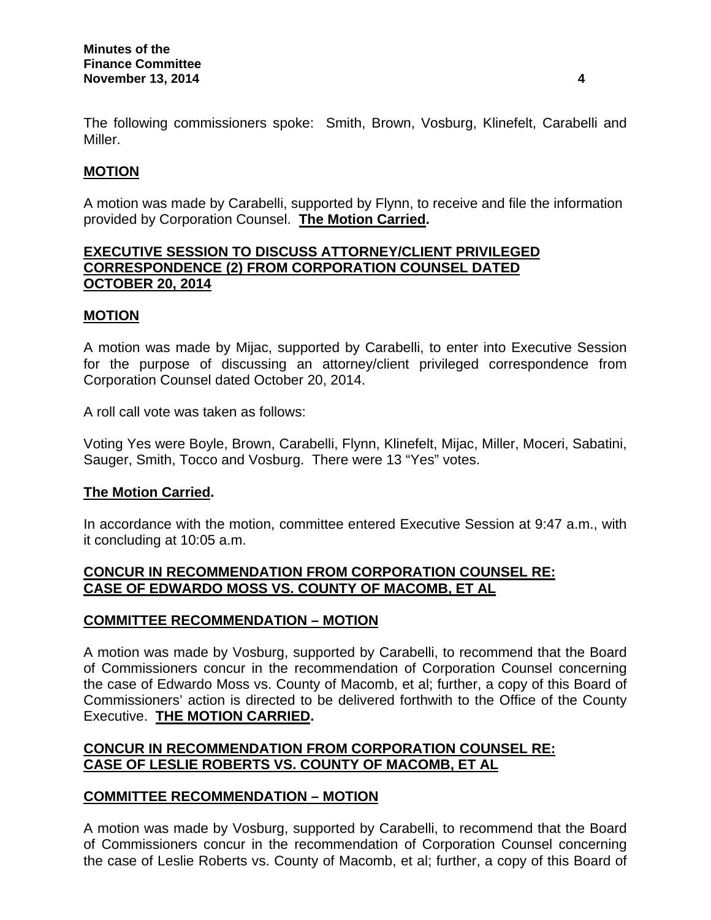The following commissioners spoke: Smith, Brown, Vosburg, Klinefelt, Carabelli and Miller.

**MOTION**

A motion was made by Carabelli, supported by Flynn, to receive and file the information provided by Corporation Counsel. **The Motion Carried.**

**EXECUTIVE SESSION TO DISCUSS ATTORNEY/CLIENT PRIVILEGED CORRESPONDENCE (2) FROM CORPORATION COUNSEL DATED OCTOBER 20, 2014**

**MOTION**

A motion was made by Mijac, supported by Carabelli, to enter into Executive Session for the purpose of discussing an attorney/client privileged correspondence from Corporation Counsel dated October 20, 2014.

A roll call vote was taken as follows:

Voting Yes were Boyle, Brown, Carabelli, Flynn, Klinefelt, Mijac, Miller, Moceri, Sabatini, Sauger, Smith, Tocco and Vosburg. There were 13 "Yes" votes.

**The Motion Carried.**

In accordance with the motion, committee entered Executive Session at 9:47 a.m., with it concluding at 10:05 a.m.

**CONCUR IN RECOMMENDATION FROM CORPORATION COUNSEL RE: CASE OF EDWARDO MOSS VS. COUNTY OF MACOMB, ET AL**

**COMMITTEE RECOMMENDATION – MOTION**

A motion was made by Vosburg, supported by Carabelli, to recommend that the Board of Commissioners concur in the recommendation of Corporation Counsel concerning the case of Edwardo Moss vs. County of Macomb, et al; further, a copy of this Board of Commissioners' action is directed to be delivered forthwith to the Office of the County Executive. **THE MOTION CARRIED.**

**CONCUR IN RECOMMENDATION FROM CORPORATION COUNSEL RE: CASE OF LESLIE ROBERTS VS. COUNTY OF MACOMB, ET AL**

**COMMITTEE RECOMMENDATION – MOTION**

A motion was made by Vosburg, supported by Carabelli, to recommend that the Board of Commissioners concur in the recommendation of Corporation Counsel concerning the case of Leslie Roberts vs. County of Macomb, et al; further, a copy of this Board of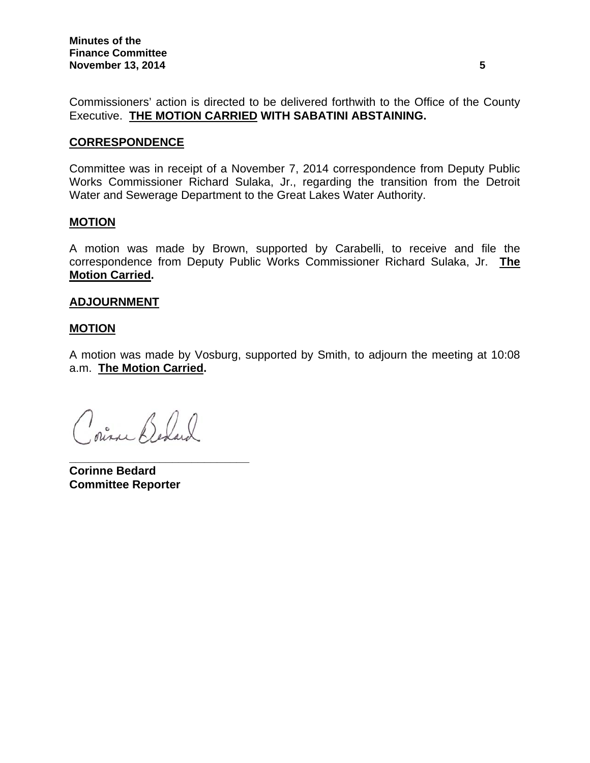Commissioners' action is directed to be delivered forthwith to the Office of the County Executive. **<u>THE MOTION CARRIED</u> WITH SABATINI ABSTAINING.**

## <u>CORRESPONDENCE</u>

Committee was in receipt of a November 7, 2014 correspondence from Deputy Public Works Commissioner Richard Sulaka, Jr., regarding the transition from the Detroit Water and Sewerage Department to the Great Lakes Water Authority.

## <u>MOTION</u>

A motion was made by Brown, supported by Carabelli, to receive and file the correspondence from Deputy Public Works Commissioner Richard Sulaka, Jr. **<u>The Motion Carried</u>.**

## <u>ADJOURNMENT</u>

## <u>MOTION</u>

A motion was made by Vosburg, supported by Smith, to adjourn the meeting at 10:08 a.m. **<u>The Motion Carried</u>.**

\_\_\_\_\_\_\_\_\_\_\_\_\_\_\_\_\_\_\_\_\_\_\_\_\_\_\_\_\_\_

**Corinne Bedard**
**Committee Reporter**